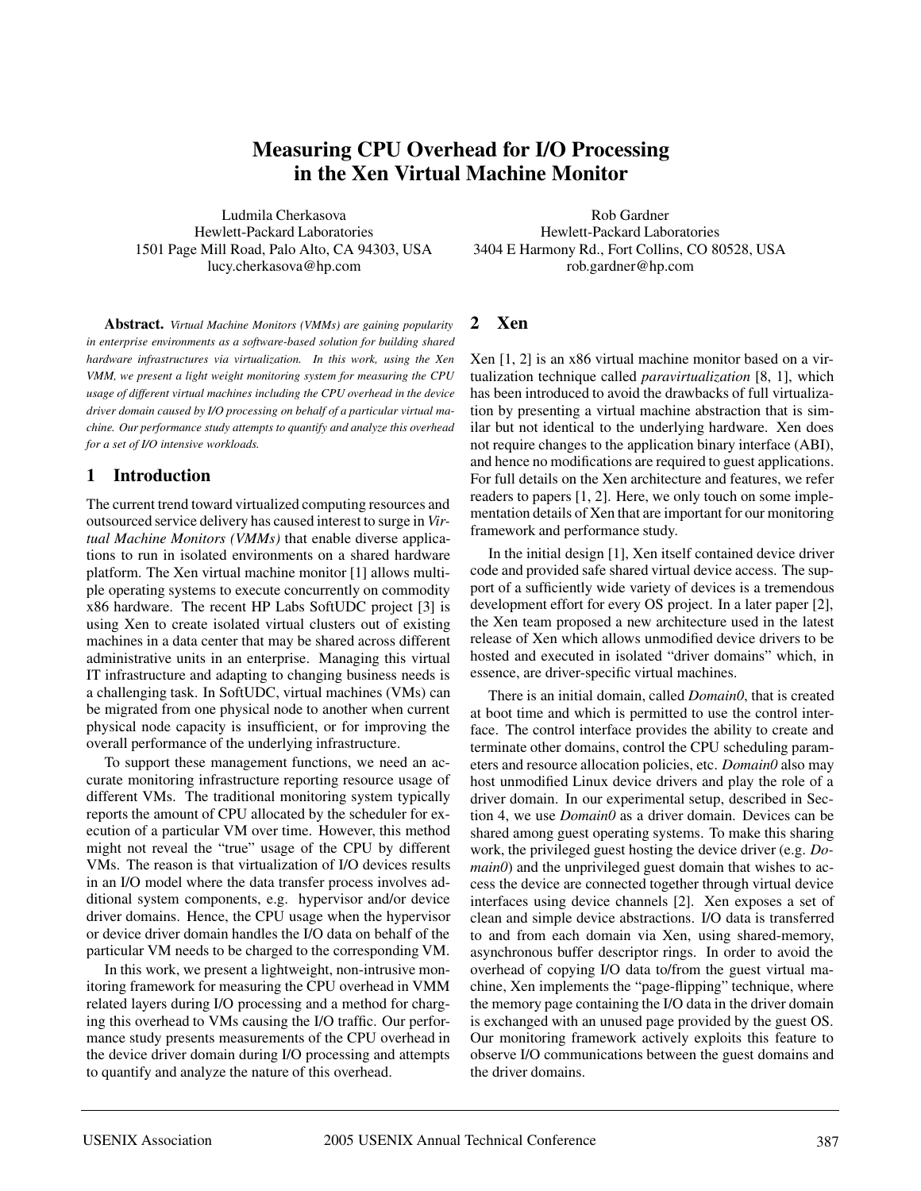# Measuring CPU Overhead for I/O Processing in the Xen Virtual Machine Monitor

Ludmila Cherkasova
Hewlett-Packard Laboratories
1501 Page Mill Road, Palo Alto, CA 94303, USA
lucy.cherkasova@hp.com

Rob Gardner
Hewlett-Packard Laboratories
3404 E Harmony Rd., Fort Collins, CO 80528, USA
rob.gardner@hp.com

**Abstract.** *Virtual Machine Monitors (VMMs) are gaining popularity in enterprise environments as a software-based solution for building shared hardware infrastructures via virtualization. In this work, using the Xen VMM, we present a light weight monitoring system for measuring the CPU usage of different virtual machines including the CPU overhead in the device driver domain caused by I/O processing on behalf of a particular virtual machine. Our performance study attempts to quantify and analyze this overhead for a set of I/O intensive workloads.*

## 1 Introduction

The current trend toward virtualized computing resources and outsourced service delivery has caused interest to surge in *Virtual Machine Monitors (VMMs)* that enable diverse applications to run in isolated environments on a shared hardware platform. The Xen virtual machine monitor [1] allows multiple operating systems to execute concurrently on commodity x86 hardware. The recent HP Labs SoftUDC project [3] is using Xen to create isolated virtual clusters out of existing machines in a data center that may be shared across different administrative units in an enterprise. Managing this virtual IT infrastructure and adapting to changing business needs is a challenging task. In SoftUDC, virtual machines (VMs) can be migrated from one physical node to another when current physical node capacity is insufficient, or for improving the overall performance of the underlying infrastructure.

To support these management functions, we need an accurate monitoring infrastructure reporting resource usage of different VMs. The traditional monitoring system typically reports the amount of CPU allocated by the scheduler for execution of a particular VM over time. However, this method might not reveal the "true" usage of the CPU by different VMs. The reason is that virtualization of I/O devices results in an I/O model where the data transfer process involves additional system components, e.g. hypervisor and/or device driver domains. Hence, the CPU usage when the hypervisor or device driver domain handles the I/O data on behalf of the particular VM needs to be charged to the corresponding VM.

In this work, we present a lightweight, non-intrusive monitoring framework for measuring the CPU overhead in VMM related layers during I/O processing and a method for charging this overhead to VMs causing the I/O traffic. Our performance study presents measurements of the CPU overhead in the device driver domain during I/O processing and attempts to quantify and analyze the nature of this overhead.

## 2 Xen

Xen [1, 2] is an x86 virtual machine monitor based on a virtualization technique called *paravirtualization* [8, 1], which has been introduced to avoid the drawbacks of full virtualization by presenting a virtual machine abstraction that is similar but not identical to the underlying hardware. Xen does not require changes to the application binary interface (ABI), and hence no modifications are required to guest applications. For full details on the Xen architecture and features, we refer readers to papers [1, 2]. Here, we only touch on some implementation details of Xen that are important for our monitoring framework and performance study.

In the initial design [1], Xen itself contained device driver code and provided safe shared virtual device access. The support of a sufficiently wide variety of devices is a tremendous development effort for every OS project. In a later paper [2], the Xen team proposed a new architecture used in the latest release of Xen which allows unmodified device drivers to be hosted and executed in isolated "driver domains" which, in essence, are driver-specific virtual machines.

There is an initial domain, called *Domain0*, that is created at boot time and which is permitted to use the control interface. The control interface provides the ability to create and terminate other domains, control the CPU scheduling parameters and resource allocation policies, etc. *Domain0* also may host unmodified Linux device drivers and play the role of a driver domain. In our experimental setup, described in Section 4, we use *Domain0* as a driver domain. Devices can be shared among guest operating systems. To make this sharing work, the privileged guest hosting the device driver (e.g. *Domain0*) and the unprivileged guest domain that wishes to access the device are connected together through virtual device interfaces using device channels [2]. Xen exposes a set of clean and simple device abstractions. I/O data is transferred to and from each domain via Xen, using shared-memory, asynchronous buffer descriptor rings. In order to avoid the overhead of copying I/O data to/from the guest virtual machine, Xen implements the "page-flipping" technique, where the memory page containing the I/O data in the driver domain is exchanged with an unused page provided by the guest OS. Our monitoring framework actively exploits this feature to observe I/O communications between the guest domains and the driver domains.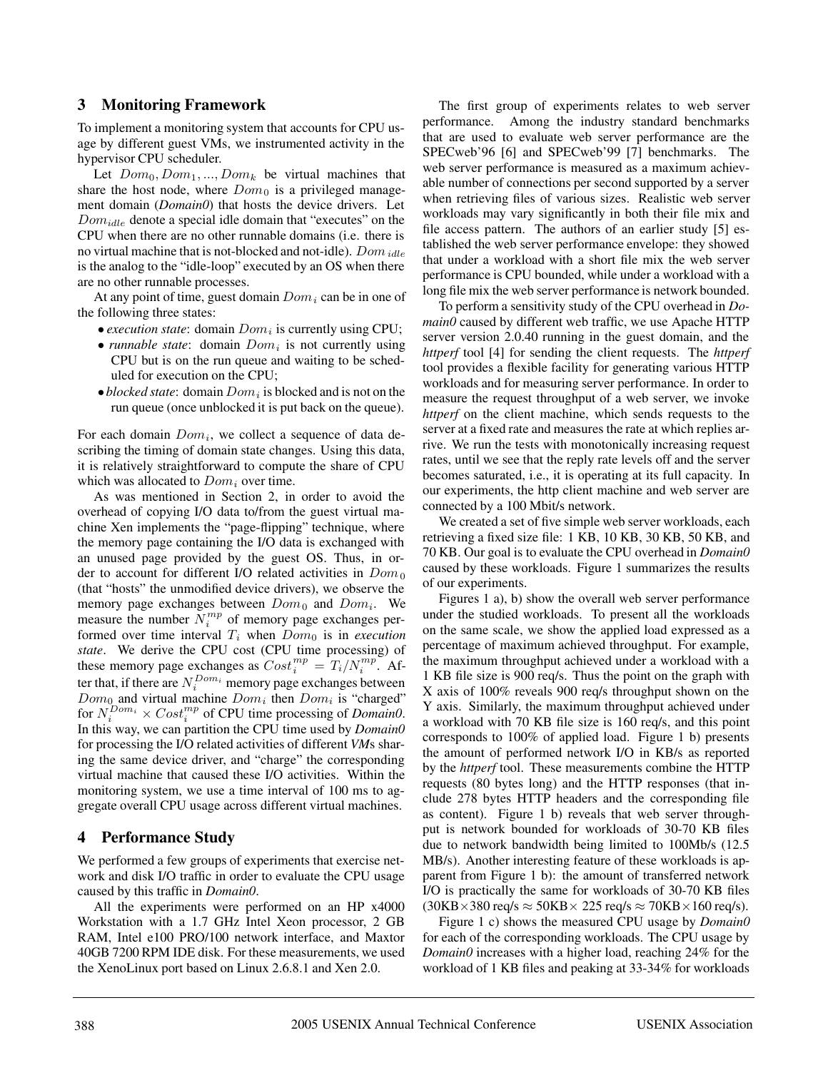## 3 Monitoring Framework

To implement a monitoring system that accounts for CPU usage by different guest VMs, we instrumented activity in the hypervisor CPU scheduler.

Let $Dom_0, Dom_1, ..., Dom_k$ be virtual machines that share the host node, where $Dom_0$ is a privileged management domain (***Domain0***) that hosts the device drivers. Let $Dom_{idle}$ denote a special idle domain that "executes" on the CPU when there are no other runnable domains (i.e. there is no virtual machine that is not-blocked and not-idle). $Dom_{idle}$ is the analog to the "idle-loop" executed by an OS when there are no other runnable processes.

At any point of time, guest domain $Dom_i$ can be in one of the following three states:

- *execution state*: domain $Dom_i$ is currently using CPU;
- *runnable state*: domain $Dom_i$ is not currently using CPU but is on the run queue and waiting to be scheduled for execution on the CPU;
- *blocked state*: domain $Dom_i$ is blocked and is not on the run queue (once unblocked it is put back on the queue).

For each domain $Dom_i$, we collect a sequence of data describing the timing of domain state changes. Using this data, it is relatively straightforward to compute the share of CPU which was allocated to $Dom_i$ over time.

As was mentioned in Section 2, in order to avoid the overhead of copying I/O data to/from the guest virtual machine Xen implements the "page-flipping" technique, where the memory page containing the I/O data is exchanged with an unused page provided by the guest OS. Thus, in order to account for different I/O related activities in $Dom_0$ (that "hosts" the unmodified device drivers), we observe the memory page exchanges between $Dom_0$ and $Dom_i$. We measure the number $N_i^{mp}$ of memory page exchanges performed over time interval $T_i$ when $Dom_0$ is in *execution state*. We derive the CPU cost (CPU time processing) of these memory page exchanges as $Cost_i^{mp} = T_i/N_i^{mp}$. After that, if there are $N_i^{Dom_i}$ memory page exchanges between $Dom_0$ and virtual machine $Dom_i$ then $Dom_i$ is "charged" for $N_i^{Dom_i} \times Cost_i^{mp}$ of CPU time processing of ***Domain0***. In this way, we can partition the CPU time used by ***Domain0*** for processing the I/O related activities of different ***VM***s sharing the same device driver, and "charge" the corresponding virtual machine that caused these I/O activities. Within the monitoring system, we use a time interval of 100 ms to aggregate overall CPU usage across different virtual machines.

## 4 Performance Study

We performed a few groups of experiments that exercise network and disk I/O traffic in order to evaluate the CPU usage caused by this traffic in ***Domain0***.

All the experiments were performed on an HP x4000 Workstation with a 1.7 GHz Intel Xeon processor, 2 GB RAM, Intel e100 PRO/100 network interface, and Maxtor 40GB 7200 RPM IDE disk. For these measurements, we used the XenoLinux port based on Linux 2.6.8.1 and Xen 2.0.

The first group of experiments relates to web server performance. Among the industry standard benchmarks that are used to evaluate web server performance are the SPECweb'96 [6] and SPECweb'99 [7] benchmarks. The web server performance is measured as a maximum achievable number of connections per second supported by a server when retrieving files of various sizes. Realistic web server workloads may vary significantly in both their file mix and file access pattern. The authors of an earlier study [5] established the web server performance envelope: they showed that under a workload with a short file mix the web server performance is CPU bounded, while under a workload with a long file mix the web server performance is network bounded.

To perform a sensitivity study of the CPU overhead in ***Domain0*** caused by different web traffic, we use Apache HTTP server version 2.0.40 running in the guest domain, and the ***httperf*** tool [4] for sending the client requests. The ***httperf*** tool provides a flexible facility for generating various HTTP workloads and for measuring server performance. In order to measure the request throughput of a web server, we invoke ***httperf*** on the client machine, which sends requests to the server at a fixed rate and measures the rate at which replies arrive. We run the tests with monotonically increasing request rates, until we see that the reply rate levels off and the server becomes saturated, i.e., it is operating at its full capacity. In our experiments, the http client machine and web server are connected by a 100 Mbit/s network.

We created a set of five simple web server workloads, each retrieving a fixed size file: 1 KB, 10 KB, 30 KB, 50 KB, and 70 KB. Our goal is to evaluate the CPU overhead in ***Domain0*** caused by these workloads. Figure 1 summarizes the results of our experiments.

Figures 1 a), b) show the overall web server performance under the studied workloads. To present all the workloads on the same scale, we show the applied load expressed as a percentage of maximum achieved throughput. For example, the maximum throughput achieved under a workload with a 1 KB file size is 900 req/s. Thus the point on the graph with X axis of 100% reveals 900 req/s throughput shown on the Y axis. Similarly, the maximum throughput achieved under a workload with 70 KB file size is 160 req/s, and this point corresponds to 100% of applied load. Figure 1 b) presents the amount of performed network I/O in KB/s as reported by the ***httperf*** tool. These measurements combine the HTTP requests (80 bytes long) and the HTTP responses (that include 278 bytes HTTP headers and the corresponding file as content). Figure 1 b) reveals that web server throughput is network bounded for workloads of 30-70 KB files due to network bandwidth being limited to 100Mb/s (12.5 MB/s). Another interesting feature of these workloads is apparent from Figure 1 b): the amount of transferred network I/O is practically the same for workloads of 30-70 KB files (30KB$\times$380 req/s $\approx$ 50KB$\times$ 225 req/s $\approx$ 70KB$\times$160 req/s).

Figure 1 c) shows the measured CPU usage by ***Domain0*** for each of the corresponding workloads. The CPU usage by ***Domain0*** increases with a higher load, reaching 24% for the workload of 1 KB files and peaking at 33-34% for workloads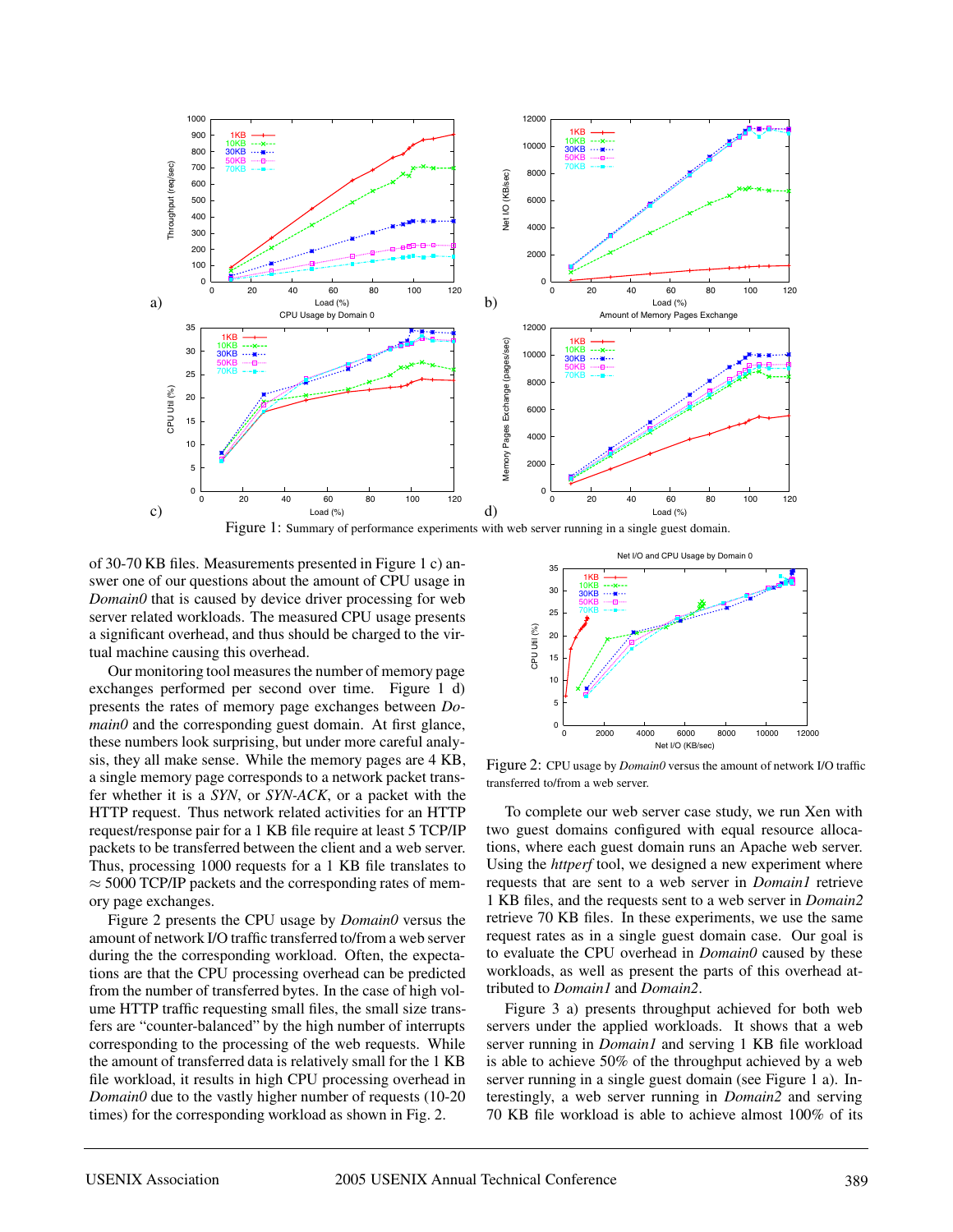Figure 1: Summary of performance experiments with web server running in a single guest domain.

of 30-70 KB files. Measurements presented in Figure 1 c) answer one of our questions about the amount of CPU usage in *Domain0* that is caused by device driver processing for web server related workloads. The measured CPU usage presents a significant overhead, and thus should be charged to the virtual machine causing this overhead.

Our monitoring tool measures the number of memory page exchanges performed per second over time. Figure 1 d) presents the rates of memory page exchanges between *Domain0* and the corresponding guest domain. At first glance, these numbers look surprising, but under more careful analysis, they all make sense. While the memory pages are 4 KB, a single memory page corresponds to a network packet transfer whether it is a *SYN*, or *SYN-ACK*, or a packet with the HTTP request. Thus network related activities for an HTTP request/response pair for a 1 KB file require at least 5 TCP/IP packets to be transferred between the client and a web server. Thus, processing 1000 requests for a 1 KB file translates to $\approx$ 5000 TCP/IP packets and the corresponding rates of memory page exchanges.

Figure 2 presents the CPU usage by *Domain0* versus the amount of network I/O traffic transferred to/from a web server during the the corresponding workload. Often, the expectations are that the CPU processing overhead can be predicted from the number of transferred bytes. In the case of high volume HTTP traffic requesting small files, the small size transfers are "counter-balanced" by the high number of interrupts corresponding to the processing of the web requests. While the amount of transferred data is relatively small for the 1 KB file workload, it results in high CPU processing overhead in *Domain0* due to the vastly higher number of requests (10-20 times) for the corresponding workload as shown in Fig. 2.

Figure 2: CPU usage by *Domain0* versus the amount of network I/O traffic transferred to/from a web server.

To complete our web server case study, we run Xen with two guest domains configured with equal resource allocations, where each guest domain runs an Apache web server. Using the *httperf* tool, we designed a new experiment where requests that are sent to a web server in *Domain1* retrieve 1 KB files, and the requests sent to a web server in *Domain2* retrieve 70 KB files. In these experiments, we use the same request rates as in a single guest domain case. Our goal is to evaluate the CPU overhead in *Domain0* caused by these workloads, as well as present the parts of this overhead attributed to *Domain1* and *Domain2*.

Figure 3 a) presents throughput achieved for both web servers under the applied workloads. It shows that a web server running in *Domain1* and serving 1 KB file workload is able to achieve 50% of the throughput achieved by a web server running in a single guest domain (see Figure 1 a). Interestingly, a web server running in *Domain2* and serving 70 KB file workload is able to achieve almost 100% of its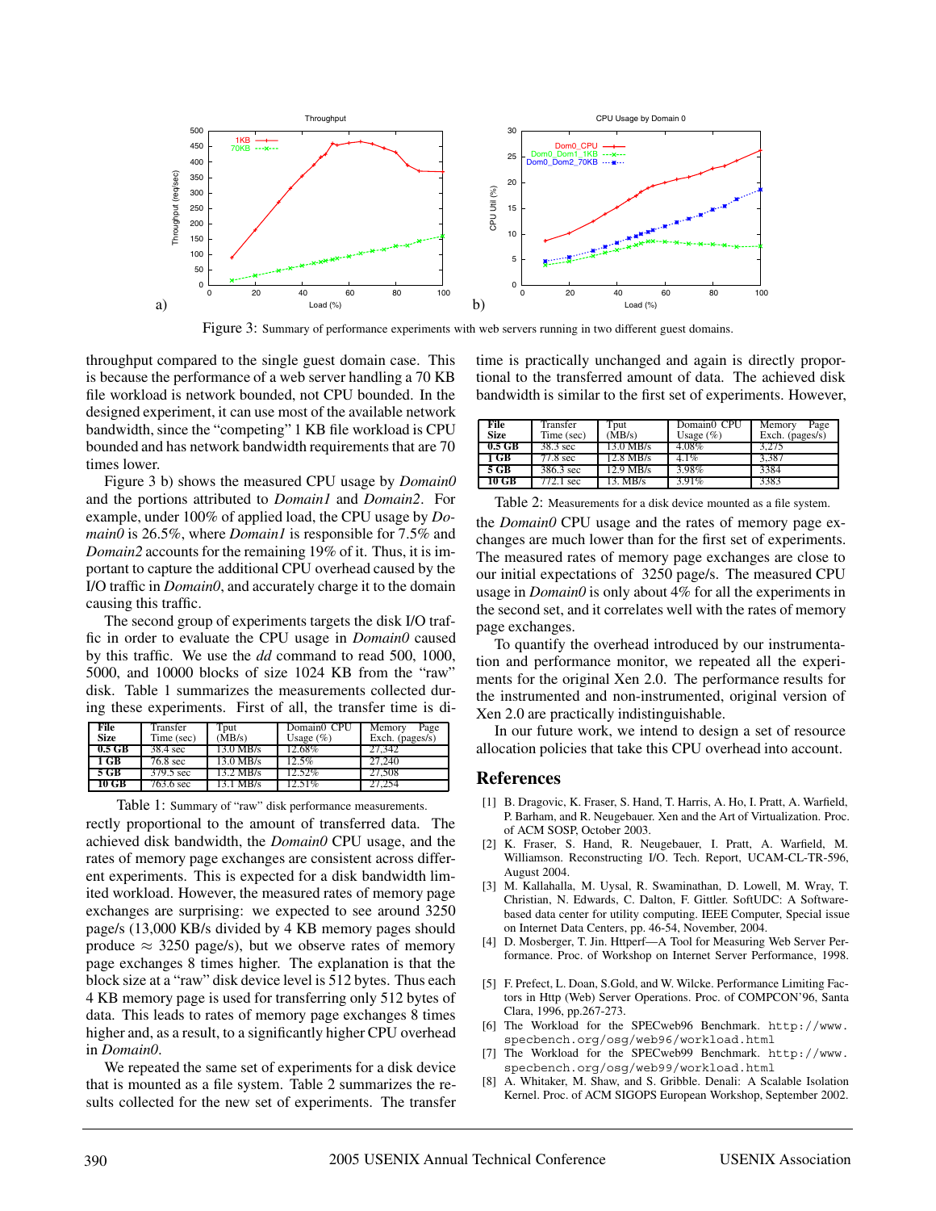Throughput

500
450
400
350
300
250
200
150
100
50
0

Throughput (req/sec)

1KB
70KB

0 20 40 60 80 100

Load (%)

a)

CPU Usage by Domain 0

30
25
20
15
10
5
0

CPU Util (%)

Dom0_CPU
Dom0_Dom1_1KB
Dom0_Dom2_70KB

0 20 40 60 80 100

Load (%)

b)

Figure 3: Summary of performance experiments with web servers running in two different guest domains.

throughput compared to the single guest domain case. This is because the performance of a web server handling a 70 KB file workload is network bounded, not CPU bounded. In the designed experiment, it can use most of the available network bandwidth, since the "competing" 1 KB file workload is CPU bounded and has network bandwidth requirements that are 70 times lower.

Figure 3 b) shows the measured CPU usage by *Domain0* and the portions attributed to *Domain1* and *Domain2*. For example, under 100% of applied load, the CPU usage by *Domain0* is 26.5%, where *Domain1* is responsible for 7.5% and *Domain2* accounts for the remaining 19% of it. Thus, it is important to capture the additional CPU overhead caused by the I/O traffic in *Domain0*, and accurately charge it to the domain causing this traffic.

The second group of experiments targets the disk I/O traffic in order to evaluate the CPU usage in *Domain0* caused by this traffic. We use the *dd* command to read 500, 1000, 5000, and 10000 blocks of size 1024 KB from the "raw" disk. Table 1 summarizes the measurements collected during these experiments. First of all, the transfer time is directly proportional to the amount of transferred data. The achieved disk bandwidth, the *Domain0* CPU usage, and the rates of memory page exchanges are consistent across different experiments. This is expected for a disk bandwidth limited workload. However, the measured rates of memory page exchanges are surprising: we expected to see around 3250 page/s (13,000 KB/s divided by 4 KB memory pages should produce $\approx$ 3250 page/s), but we observe rates of memory page exchanges 8 times higher. The explanation is that the block size at a "raw" disk device level is 512 bytes. Thus each 4 KB memory page is used for transferring only 512 bytes of data. This leads to rates of memory page exchanges 8 times higher and, as a result, to a significantly higher CPU overhead in *Domain0*.

| File Size | Transfer Time (sec) | Tput (MB/s) | Domain0 CPU Usage (%) | Memory Page Exch. (pages/s) |
|---|---|---|---|---|
| 0.5 GB | 38.4 sec | 13.0 MB/s | 12.68% | 27,342 |
| 1 GB | 76.8 sec | 13.0 MB/s | 12.5% | 27,240 |
| 5 GB | 379.5 sec | 13.2 MB/s | 12.52% | 27,508 |
| 10 GB | 763.6 sec | 13.1 MB/s | 12.51% | 27,254 |

Table 1: Summary of "raw" disk performance measurements.

We repeated the same set of experiments for a disk device that is mounted as a file system. Table 2 summarizes the results collected for the new set of experiments. The transfer time is practically unchanged and again is directly proportional to the transferred amount of data. The achieved disk bandwidth is similar to the first set of experiments. However,

| File Size | Transfer Time (sec) | Tput (MB/s) | Domain0 CPU Usage (%) | Memory Page Exch. (pages/s) |
|---|---|---|---|---|
| 0.5 GB | 38.3 sec | 13.0 MB/s | 4.08% | 3,275 |
| 1 GB | 77.8 sec | 12.8 MB/s | 4.1% | 3,387 |
| 5 GB | 386.3 sec | 12.9 MB/s | 3.98% | 3384 |
| 10 GB | 772.1 sec | 13. MB/s | 3.91% | 3383 |

Table 2: Measurements for a disk device mounted as a file system.

the *Domain0* CPU usage and the rates of memory page exchanges are much lower than for the first set of experiments. The measured rates of memory page exchanges are close to our initial expectations of 3250 page/s. The measured CPU usage in *Domain0* is only about 4% for all the experiments in the second set, and it correlates well with the rates of memory page exchanges.

To quantify the overhead introduced by our instrumentation and performance monitor, we repeated all the experiments for the original Xen 2.0. The performance results for the instrumented and non-instrumented, original version of Xen 2.0 are practically indistinguishable.

In our future work, we intend to design a set of resource allocation policies that take this CPU overhead into account.

## References

[1] B. Dragovic, K. Fraser, S. Hand, T. Harris, A. Ho, I. Pratt, A. Warfield, P. Barham, and R. Neugebauer. Xen and the Art of Virtualization. Proc. of ACM SOSP, October 2003.

[2] K. Fraser, S. Hand, R. Neugebauer, I. Pratt, A. Warfield, M. Williamson. Reconstructing I/O. Tech. Report, UCAM-CL-TR-596, August 2004.

[3] M. Kallahalla, M. Uysal, R. Swaminathan, D. Lowell, M. Wray, T. Christian, N. Edwards, C. Dalton, F. Gittler. SoftUDC: A Software-based data center for utility computing. IEEE Computer, Special issue on Internet Data Centers, pp. 46-54, November, 2004.

[4] D. Mosberger, T. Jin. Httperf—A Tool for Measuring Web Server Performance. Proc. of Workshop on Internet Server Performance, 1998.

[5] F. Prefect, L. Doan, S.Gold, and W. Wilcke. Performance Limiting Factors in Http (Web) Server Operations. Proc. of COMPCON'96, Santa Clara, 1996, pp.267-273.

[6] The Workload for the SPECweb96 Benchmark. http://www.specbench.org/osg/web96/workload.html

[7] The Workload for the SPECweb99 Benchmark. http://www.specbench.org/osg/web99/workload.html

[8] A. Whitaker, M. Shaw, and S. Gribble. Denali: A Scalable Isolation Kernel. Proc. of ACM SIGOPS European Workshop, September 2002.